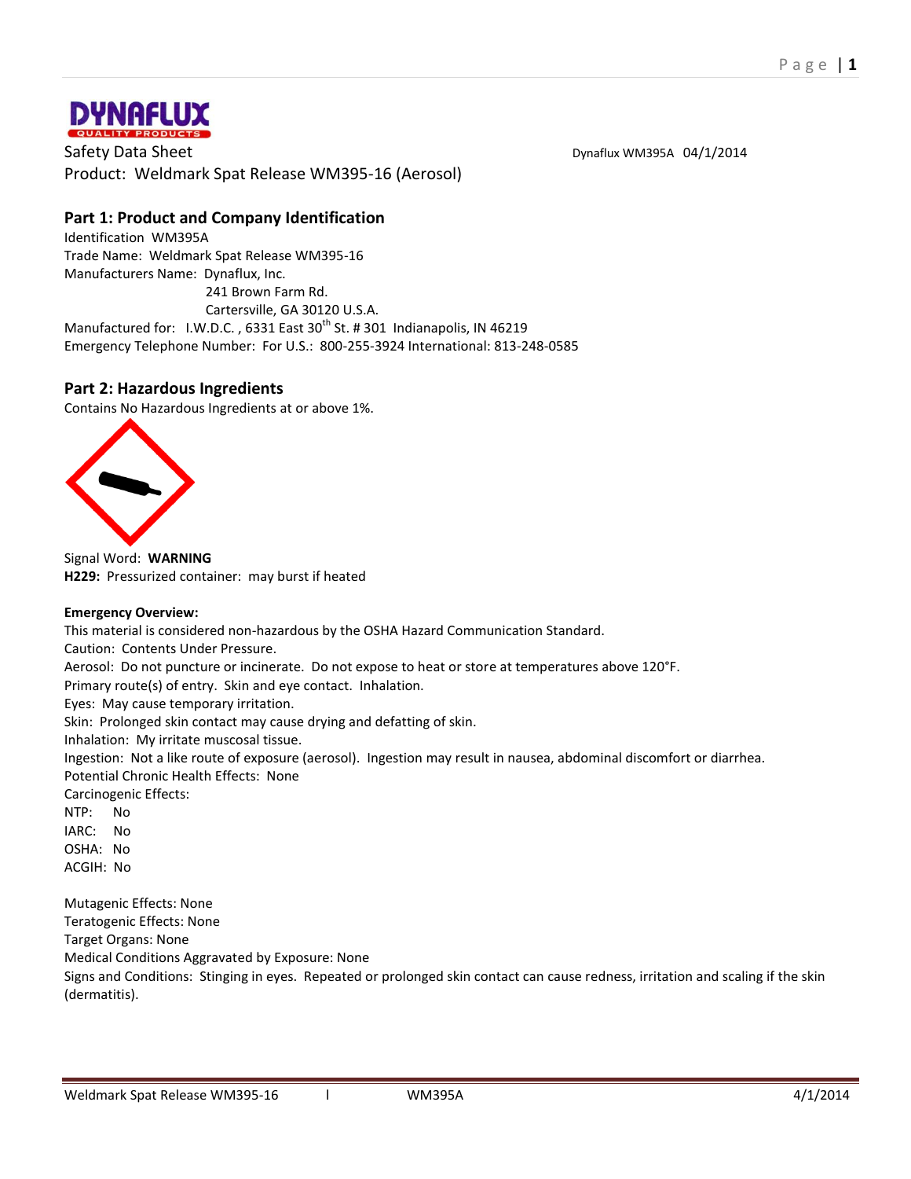DYNAFLUX
QUALITY PRODUCTS

Safety Data Sheet

Dynaflux WM395A 04/1/2014

Product: Weldmark Spat Release WM395-16 (Aerosol)

## Part 1: Product and Company Identification

Identification WM395A
Trade Name: Weldmark Spat Release WM395-16
Manufacturers Name: Dynaflux, Inc.
241 Brown Farm Rd.
Cartersville, GA 30120 U.S.A.
Manufactured for: I.W.D.C. , 6331 East 30th St. # 301 Indianapolis, IN 46219
Emergency Telephone Number: For U.S.: 800-255-3924 International: 813-248-0585

## Part 2: Hazardous Ingredients

Contains No Hazardous Ingredients at or above 1%.

Signal Word: **WARNING**
**H229:** Pressurized container: may burst if heated

**Emergency Overview:**
This material is considered non-hazardous by the OSHA Hazard Communication Standard.
Caution: Contents Under Pressure.
Aerosol: Do not puncture or incinerate. Do not expose to heat or store at temperatures above 120°F.
Primary route(s) of entry. Skin and eye contact. Inhalation.
Eyes: May cause temporary irritation.
Skin: Prolonged skin contact may cause drying and defatting of skin.
Inhalation: My irritate muscosal tissue.
Ingestion: Not a like route of exposure (aerosol). Ingestion may result in nausea, abdominal discomfort or diarrhea.
Potential Chronic Health Effects: None
Carcinogenic Effects:
NTP: No
IARC: No
OSHA: No
ACGIH: No

Mutagenic Effects: None
Teratogenic Effects: None
Target Organs: None
Medical Conditions Aggravated by Exposure: None
Signs and Conditions: Stinging in eyes. Repeated or prolonged skin contact can cause redness, irritation and scaling if the skin (dermatitis).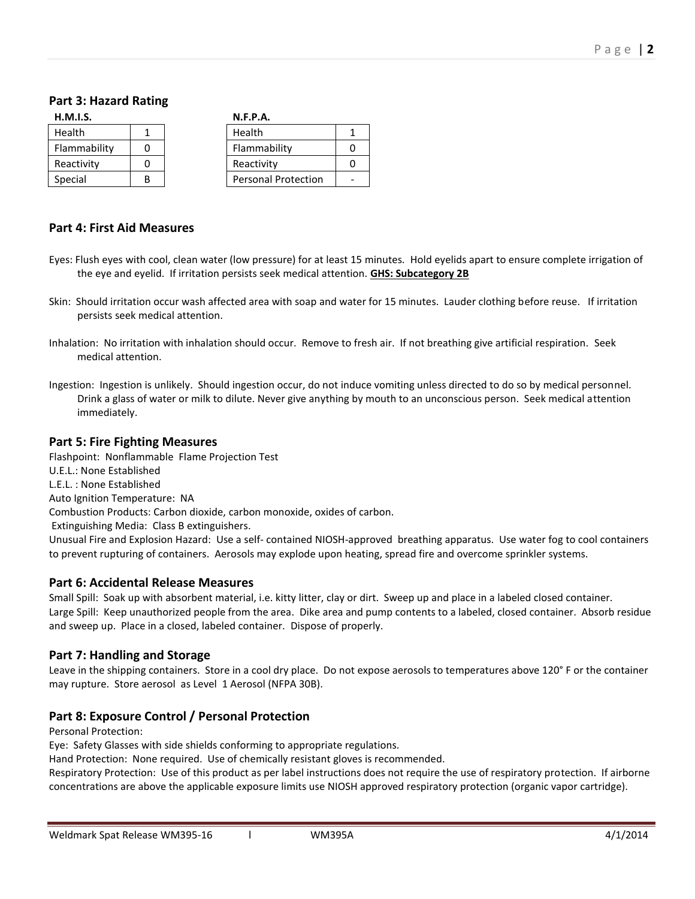## Part 3: Hazard Rating

**H.M.I.S.**

| Health | 1 |
|---|---|
| Flammability | 0 |
| Reactivity | 0 |
| Special | B |

**N.F.P.A.**

| Health | 1 |
|---|---|
| Flammability | 0 |
| Reactivity | 0 |
| Personal Protection | - |

## Part 4: First Aid Measures

Eyes: Flush eyes with cool, clean water (low pressure) for at least 15 minutes. Hold eyelids apart to ensure complete irrigation of the eye and eyelid. If irritation persists seek medical attention. **GHS: Subcategory 2B**

Skin: Should irritation occur wash affected area with soap and water for 15 minutes. Lauder clothing before reuse. If irritation persists seek medical attention.

Inhalation: No irritation with inhalation should occur. Remove to fresh air. If not breathing give artificial respiration. Seek medical attention.

Ingestion: Ingestion is unlikely. Should ingestion occur, do not induce vomiting unless directed to do so by medical personnel. Drink a glass of water or milk to dilute. Never give anything by mouth to an unconscious person. Seek medical attention immediately.

## Part 5: Fire Fighting Measures

Flashpoint: Nonflammable Flame Projection Test
U.E.L.: None Established
L.E.L. : None Established
Auto Ignition Temperature: NA
Combustion Products: Carbon dioxide, carbon monoxide, oxides of carbon.
Extinguishing Media: Class B extinguishers.
Unusual Fire and Explosion Hazard: Use a self- contained NIOSH-approved breathing apparatus. Use water fog to cool containers to prevent rupturing of containers. Aerosols may explode upon heating, spread fire and overcome sprinkler systems.

## Part 6: Accidental Release Measures

Small Spill: Soak up with absorbent material, i.e. kitty litter, clay or dirt. Sweep up and place in a labeled closed container.
Large Spill: Keep unauthorized people from the area. Dike area and pump contents to a labeled, closed container. Absorb residue and sweep up. Place in a closed, labeled container. Dispose of properly.

## Part 7: Handling and Storage

Leave in the shipping containers. Store in a cool dry place. Do not expose aerosols to temperatures above 120° F or the container may rupture. Store aerosol as Level 1 Aerosol (NFPA 30B).

## Part 8: Exposure Control / Personal Protection

Personal Protection:
Eye: Safety Glasses with side shields conforming to appropriate regulations.
Hand Protection: None required. Use of chemically resistant gloves is recommended.
Respiratory Protection: Use of this product as per label instructions does not require the use of respiratory protection. If airborne concentrations are above the applicable exposure limits use NIOSH approved respiratory protection (organic vapor cartridge).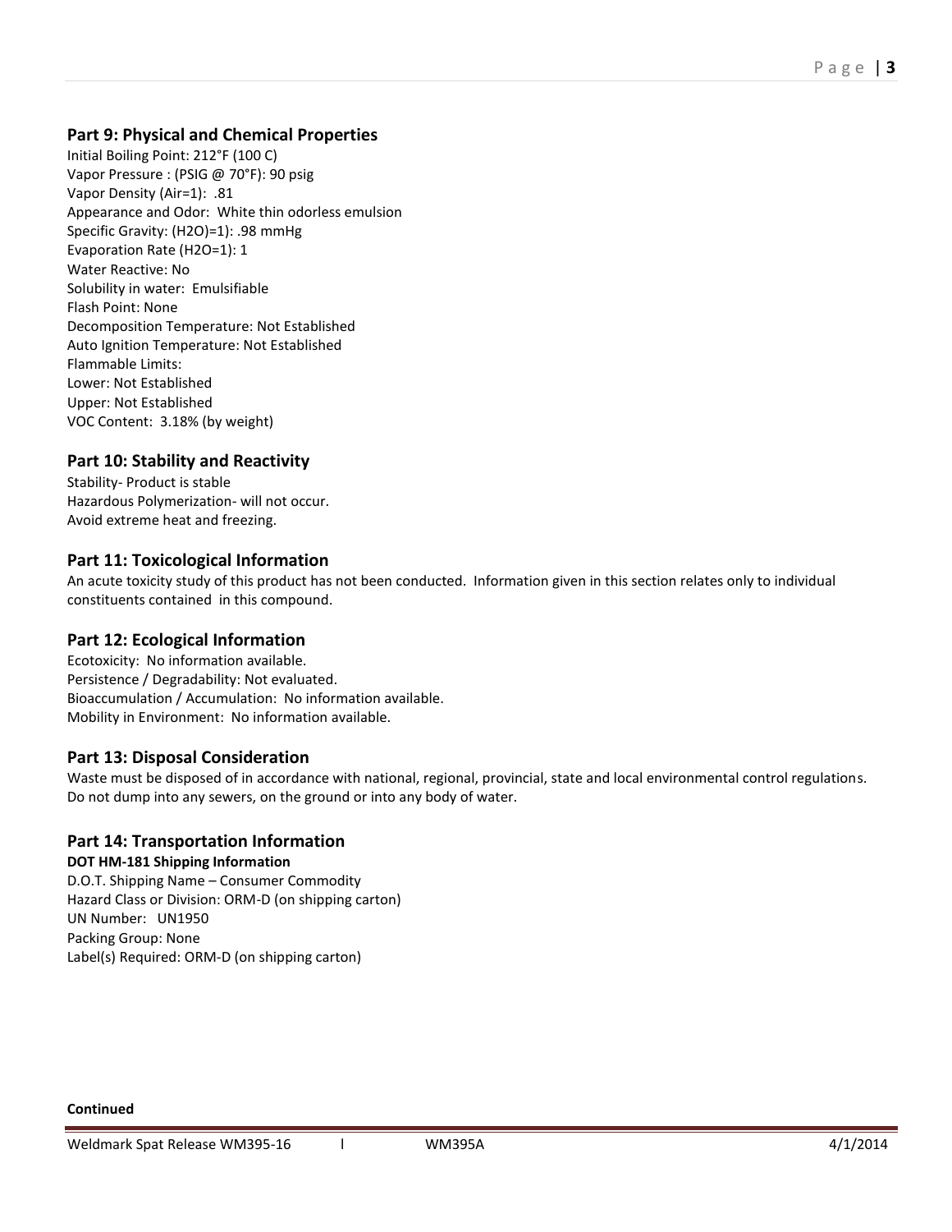## Part 9: Physical and Chemical Properties

Initial Boiling Point: 212°F (100 C)
Vapor Pressure : (PSIG @ 70°F): 90 psig
Vapor Density (Air=1): .81
Appearance and Odor: White thin odorless emulsion
Specific Gravity: (H2O)=1): .98 mmHg
Evaporation Rate (H2O=1): 1
Water Reactive: No
Solubility in water: Emulsifiable
Flash Point: None
Decomposition Temperature: Not Established
Auto Ignition Temperature: Not Established
Flammable Limits:
Lower: Not Established
Upper: Not Established
VOC Content: 3.18% (by weight)

## Part 10: Stability and Reactivity

Stability- Product is stable
Hazardous Polymerization- will not occur.
Avoid extreme heat and freezing.

## Part 11: Toxicological Information

An acute toxicity study of this product has not been conducted. Information given in this section relates only to individual constituents contained in this compound.

## Part 12: Ecological Information

Ecotoxicity: No information available.
Persistence / Degradability: Not evaluated.
Bioaccumulation / Accumulation: No information available.
Mobility in Environment: No information available.

## Part 13: Disposal Consideration

Waste must be disposed of in accordance with national, regional, provincial, state and local environmental control regulations. Do not dump into any sewers, on the ground or into any body of water.

## Part 14: Transportation Information

**DOT HM-181 Shipping Information**

D.O.T. Shipping Name – Consumer Commodity
Hazard Class or Division: ORM-D (on shipping carton)
UN Number: UN1950
Packing Group: None
Label(s) Required: ORM-D (on shipping carton)

**Continued**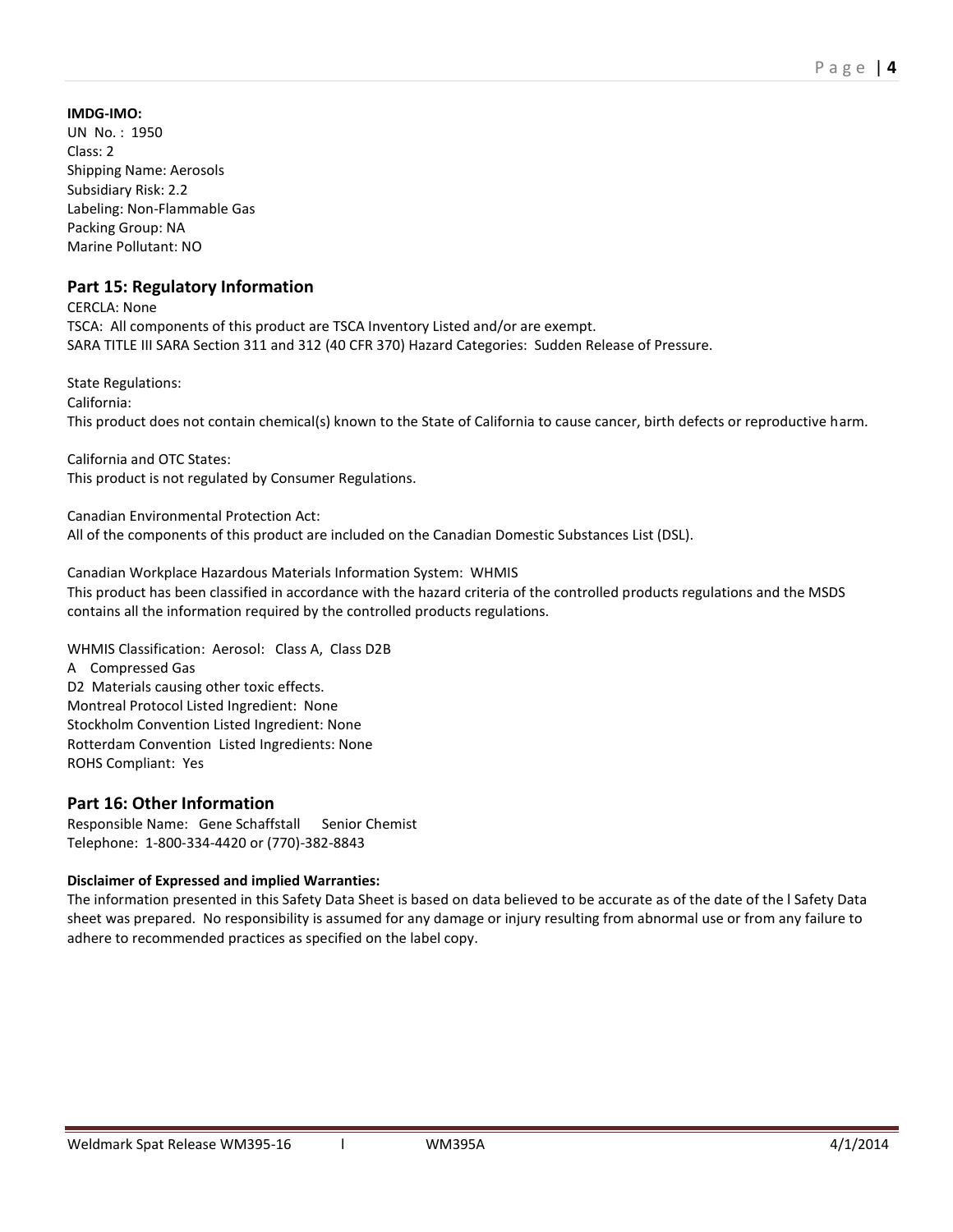**IMDG-IMO:**
UN No. : 1950
Class: 2
Shipping Name: Aerosols
Subsidiary Risk: 2.2
Labeling: Non-Flammable Gas
Packing Group: NA
Marine Pollutant: NO

## Part 15: Regulatory Information

CERCLA: None
TSCA: All components of this product are TSCA Inventory Listed and/or are exempt.
SARA TITLE III SARA Section 311 and 312 (40 CFR 370) Hazard Categories: Sudden Release of Pressure.

State Regulations:
California:
This product does not contain chemical(s) known to the State of California to cause cancer, birth defects or reproductive harm.

California and OTC States:
This product is not regulated by Consumer Regulations.

Canadian Environmental Protection Act:
All of the components of this product are included on the Canadian Domestic Substances List (DSL).

Canadian Workplace Hazardous Materials Information System: WHMIS
This product has been classified in accordance with the hazard criteria of the controlled products regulations and the MSDS contains all the information required by the controlled products regulations.

WHMIS Classification: Aerosol: Class A, Class D2B
A Compressed Gas
D2 Materials causing other toxic effects.
Montreal Protocol Listed Ingredient: None
Stockholm Convention Listed Ingredient: None
Rotterdam Convention Listed Ingredients: None
ROHS Compliant: Yes

## Part 16: Other Information

Responsible Name: Gene Schaffstall Senior Chemist
Telephone: 1-800-334-4420 or (770)-382-8843

**Disclaimer of Expressed and implied Warranties:**
The information presented in this Safety Data Sheet is based on data believed to be accurate as of the date of the l Safety Data sheet was prepared. No responsibility is assumed for any damage or injury resulting from abnormal use or from any failure to adhere to recommended practices as specified on the label copy.